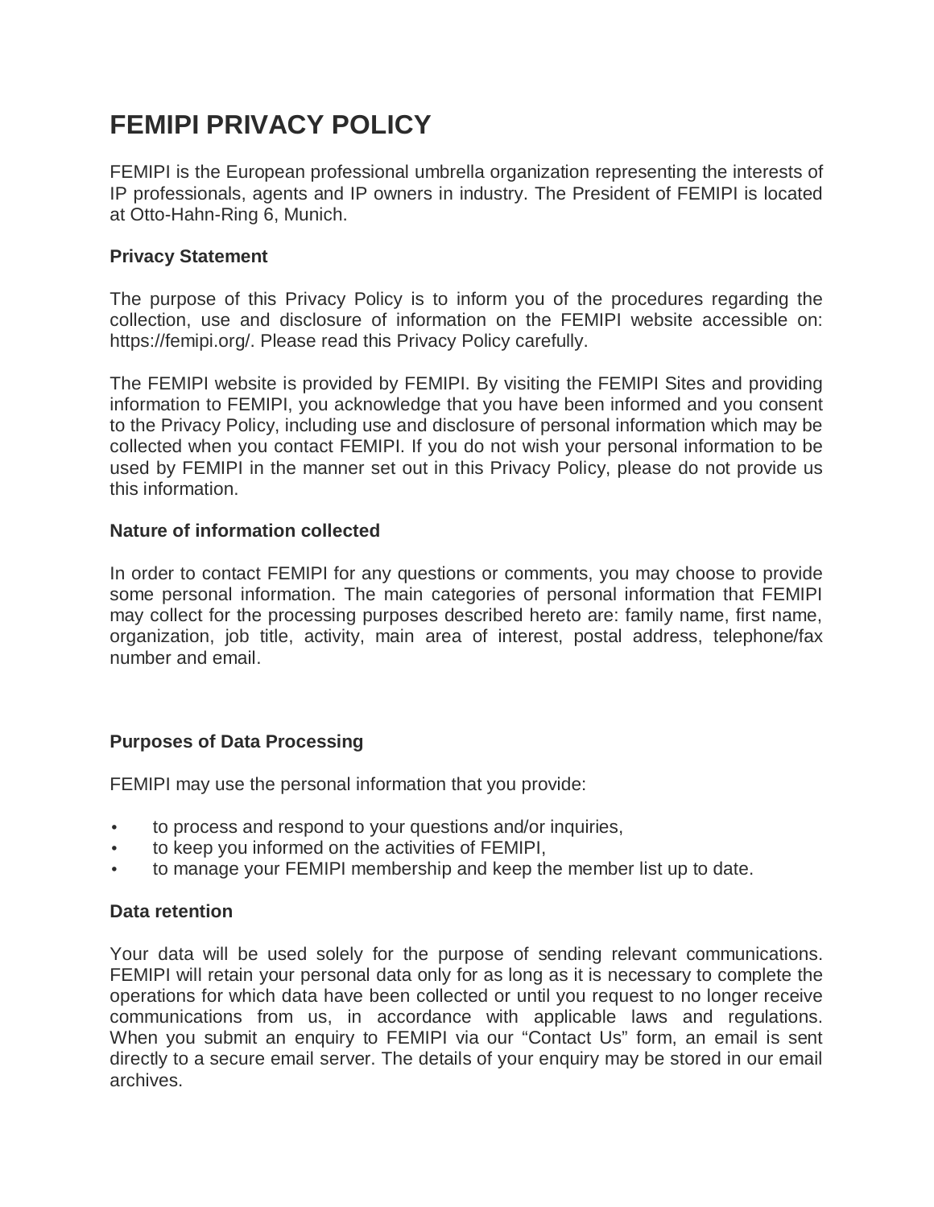# FEMIPI PRIVACY POLICY

FEMIPI is the European professional umbrella organization representing the interests of IP professionals, agents and IP owners in industry. The President of FEMIPI is located at Otto-Hahn-Ring 6, Munich.

**Privacy Statement**

The purpose of this Privacy Policy is to inform you of the procedures regarding the collection, use and disclosure of information on the FEMIPI website accessible on: https://femipi.org/. Please read this Privacy Policy carefully.

The FEMIPI website is provided by FEMIPI. By visiting the FEMIPI Sites and providing information to FEMIPI, you acknowledge that you have been informed and you consent to the Privacy Policy, including use and disclosure of personal information which may be collected when you contact FEMIPI. If you do not wish your personal information to be used by FEMIPI in the manner set out in this Privacy Policy, please do not provide us this information.

**Nature of information collected**

In order to contact FEMIPI for any questions or comments, you may choose to provide some personal information. The main categories of personal information that FEMIPI may collect for the processing purposes described hereto are: family name, first name, organization, job title, activity, main area of interest, postal address, telephone/fax number and email.

**Purposes of Data Processing**

FEMIPI may use the personal information that you provide:

- to process and respond to your questions and/or inquiries,
- to keep you informed on the activities of FEMIPI,
- to manage your FEMIPI membership and keep the member list up to date.

**Data retention**

Your data will be used solely for the purpose of sending relevant communications. FEMIPI will retain your personal data only for as long as it is necessary to complete the operations for which data have been collected or until you request to no longer receive communications from us, in accordance with applicable laws and regulations. When you submit an enquiry to FEMIPI via our "Contact Us" form, an email is sent directly to a secure email server. The details of your enquiry may be stored in our email archives.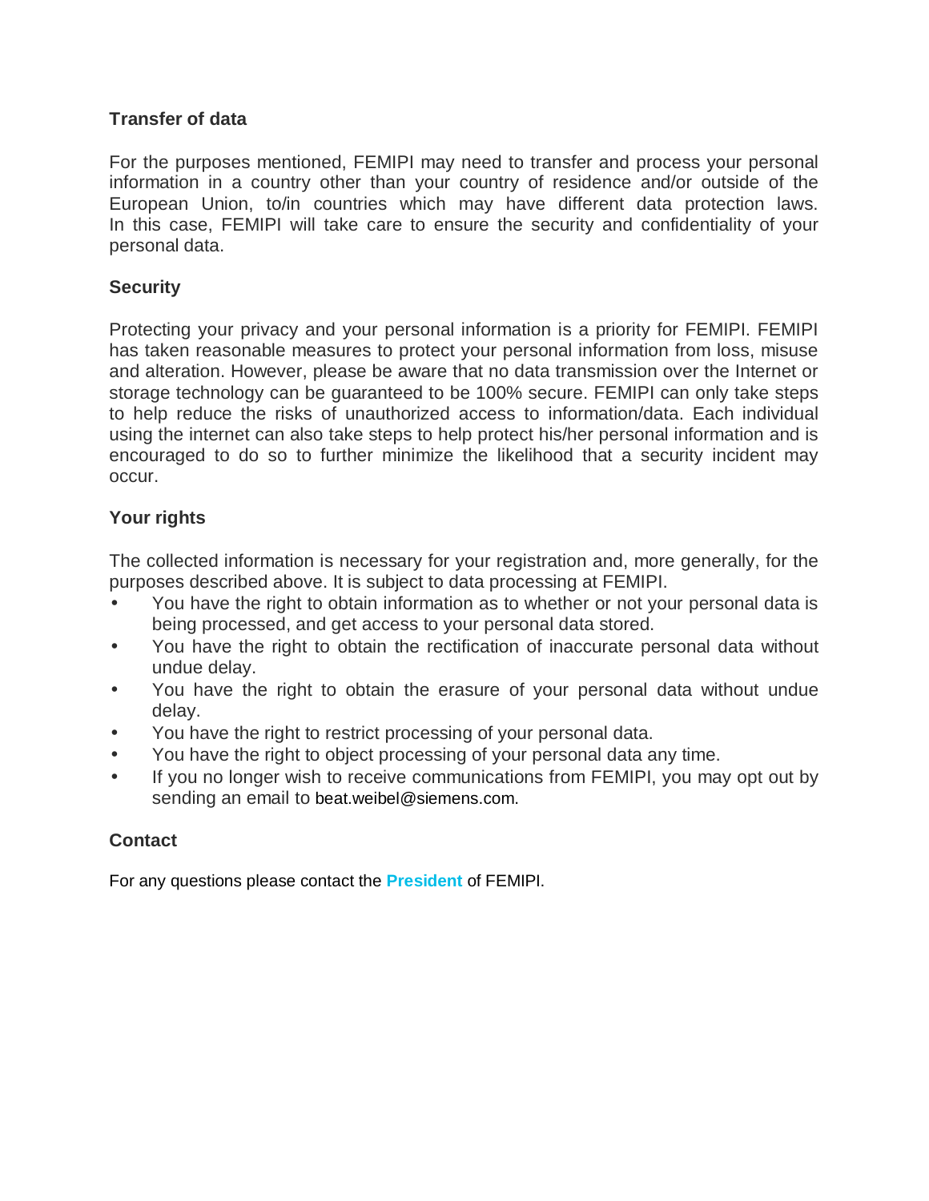**Transfer of data**

For the purposes mentioned, FEMIPI may need to transfer and process your personal information in a country other than your country of residence and/or outside of the European Union, to/in countries which may have different data protection laws. In this case, FEMIPI will take care to ensure the security and confidentiality of your personal data.

**Security**

Protecting your privacy and your personal information is a priority for FEMIPI. FEMIPI has taken reasonable measures to protect your personal information from loss, misuse and alteration. However, please be aware that no data transmission over the Internet or storage technology can be guaranteed to be 100% secure. FEMIPI can only take steps to help reduce the risks of unauthorized access to information/data. Each individual using the internet can also take steps to help protect his/her personal information and is encouraged to do so to further minimize the likelihood that a security incident may occur.

**Your rights**

The collected information is necessary for your registration and, more generally, for the purposes described above. It is subject to data processing at FEMIPI.

- You have the right to obtain information as to whether or not your personal data is being processed, and get access to your personal data stored.
- You have the right to obtain the rectification of inaccurate personal data without undue delay.
- You have the right to obtain the erasure of your personal data without undue delay.
- You have the right to restrict processing of your personal data.
- You have the right to object processing of your personal data any time.
- If you no longer wish to receive communications from FEMIPI, you may opt out by sending an email to beat.weibel@siemens.com.

**Contact**

For any questions please contact the **President** of FEMIPI.